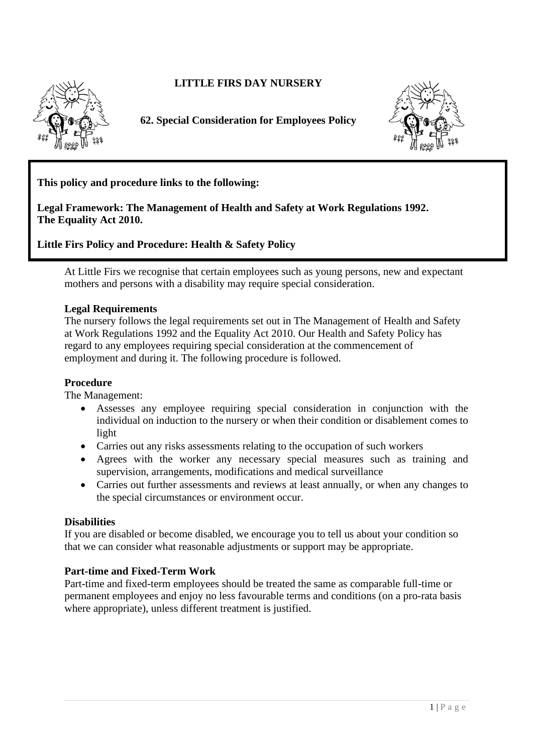# LITTLE FIRS DAY NURSERY

## 62. Special Consideration for Employees Policy

**This policy and procedure links to the following:**

**Legal Framework: The Management of Health and Safety at Work Regulations 1992.**
**The Equality Act 2010.**

**Little Firs Policy and Procedure: Health & Safety Policy**

At Little Firs we recognise that certain employees such as young persons, new and expectant mothers and persons with a disability may require special consideration.

**Legal Requirements**
The nursery follows the legal requirements set out in The Management of Health and Safety at Work Regulations 1992 and the Equality Act 2010. Our Health and Safety Policy has regard to any employees requiring special consideration at the commencement of employment and during it. The following procedure is followed.

**Procedure**
The Management:

- Assesses any employee requiring special consideration in conjunction with the individual on induction to the nursery or when their condition or disablement comes to light
- Carries out any risks assessments relating to the occupation of such workers
- Agrees with the worker any necessary special measures such as training and supervision, arrangements, modifications and medical surveillance
- Carries out further assessments and reviews at least annually, or when any changes to the special circumstances or environment occur.

**Disabilities**
If you are disabled or become disabled, we encourage you to tell us about your condition so that we can consider what reasonable adjustments or support may be appropriate.

**Part-time and Fixed-Term Work**
Part-time and fixed-term employees should be treated the same as comparable full-time or permanent employees and enjoy no less favourable terms and conditions (on a pro-rata basis where appropriate), unless different treatment is justified.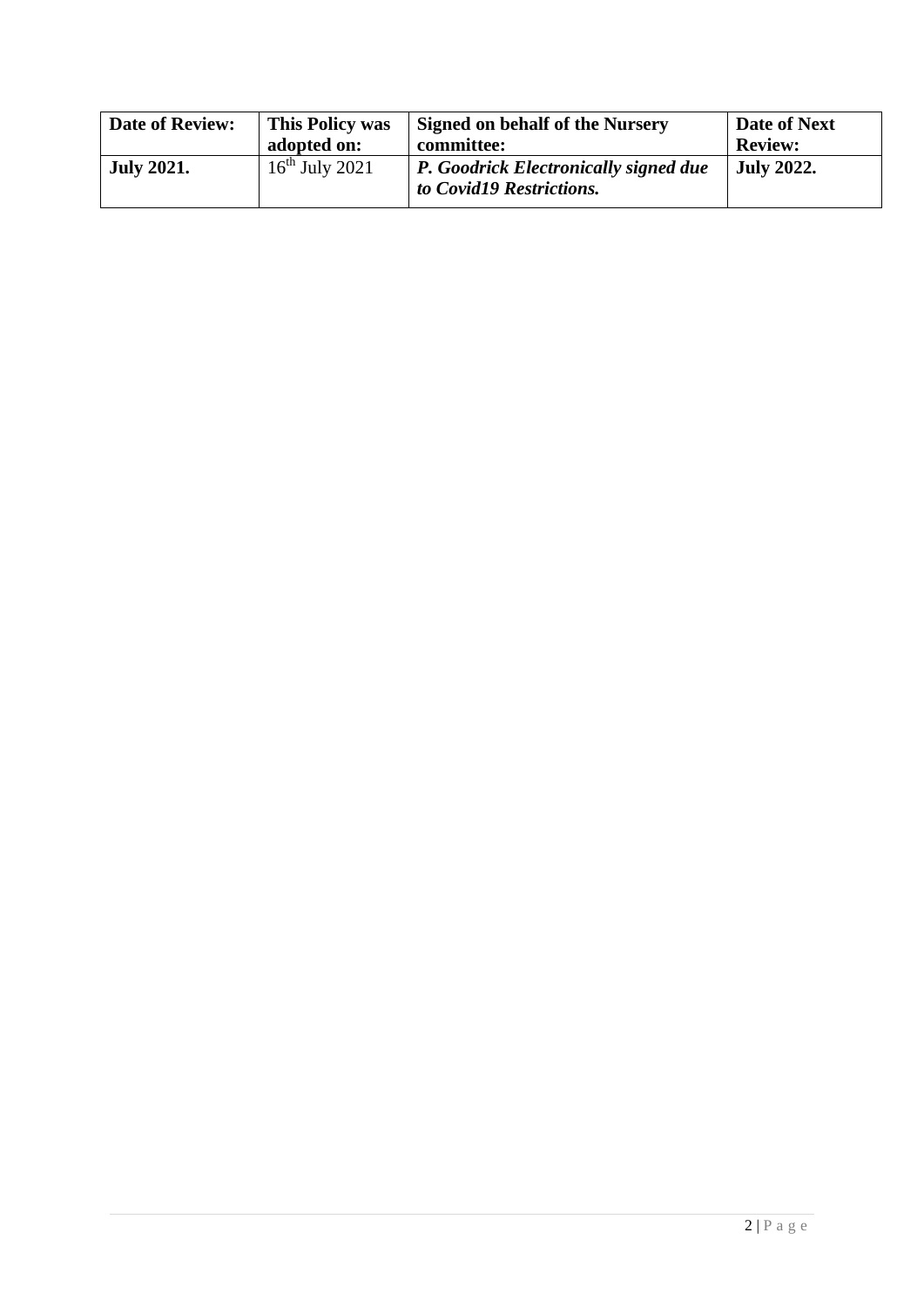| **Date of Review:** | **This Policy was adopted on:** | **Signed on behalf of the Nursery committee:** | **Date of Next Review:** |
|---|---|---|---|
| **July 2021.** | 16th July 2021 | ***P. Goodrick Electronically signed due to Covid19 Restrictions.*** | **July 2022.** |